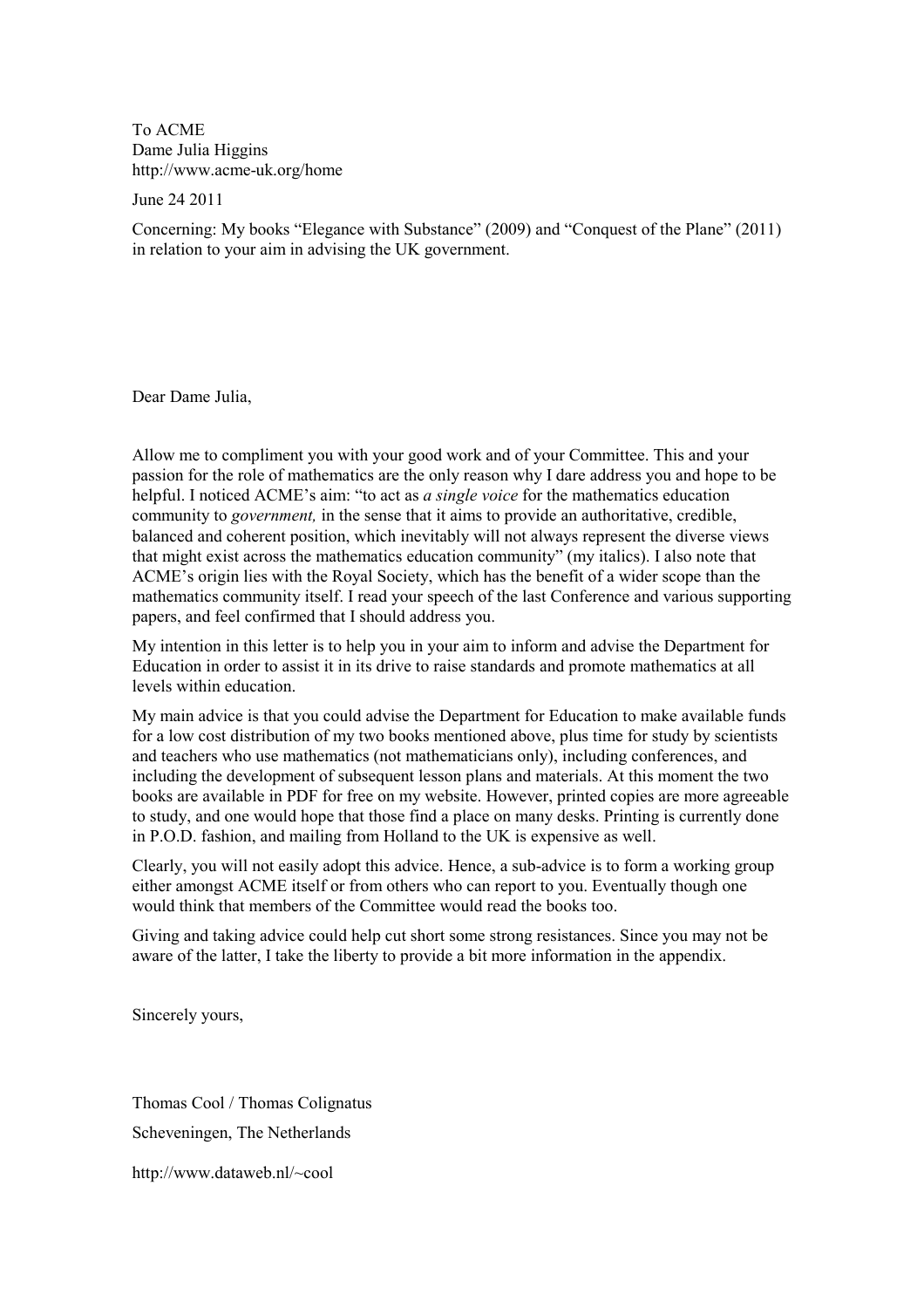To ACME
Dame Julia Higgins
http://www.acme-uk.org/home

June 24 2011

Concerning: My books "Elegance with Substance" (2009) and "Conquest of the Plane" (2011) in relation to your aim in advising the UK government.

Dear Dame Julia,

Allow me to compliment you with your good work and of your Committee. This and your passion for the role of mathematics are the only reason why I dare address you and hope to be helpful. I noticed ACME's aim: "to act as *a single voice* for the mathematics education community to *government,* in the sense that it aims to provide an authoritative, credible, balanced and coherent position, which inevitably will not always represent the diverse views that might exist across the mathematics education community" (my italics). I also note that ACME's origin lies with the Royal Society, which has the benefit of a wider scope than the mathematics community itself. I read your speech of the last Conference and various supporting papers, and feel confirmed that I should address you.

My intention in this letter is to help you in your aim to inform and advise the Department for Education in order to assist it in its drive to raise standards and promote mathematics at all levels within education.

My main advice is that you could advise the Department for Education to make available funds for a low cost distribution of my two books mentioned above, plus time for study by scientists and teachers who use mathematics (not mathematicians only), including conferences, and including the development of subsequent lesson plans and materials. At this moment the two books are available in PDF for free on my website. However, printed copies are more agreeable to study, and one would hope that those find a place on many desks. Printing is currently done in P.O.D. fashion, and mailing from Holland to the UK is expensive as well.

Clearly, you will not easily adopt this advice. Hence, a sub-advice is to form a working group either amongst ACME itself or from others who can report to you. Eventually though one would think that members of the Committee would read the books too.

Giving and taking advice could help cut short some strong resistances. Since you may not be aware of the latter, I take the liberty to provide a bit more information in the appendix.

Sincerely yours,

Thomas Cool / Thomas Colignatus

Scheveningen, The Netherlands

http://www.dataweb.nl/~cool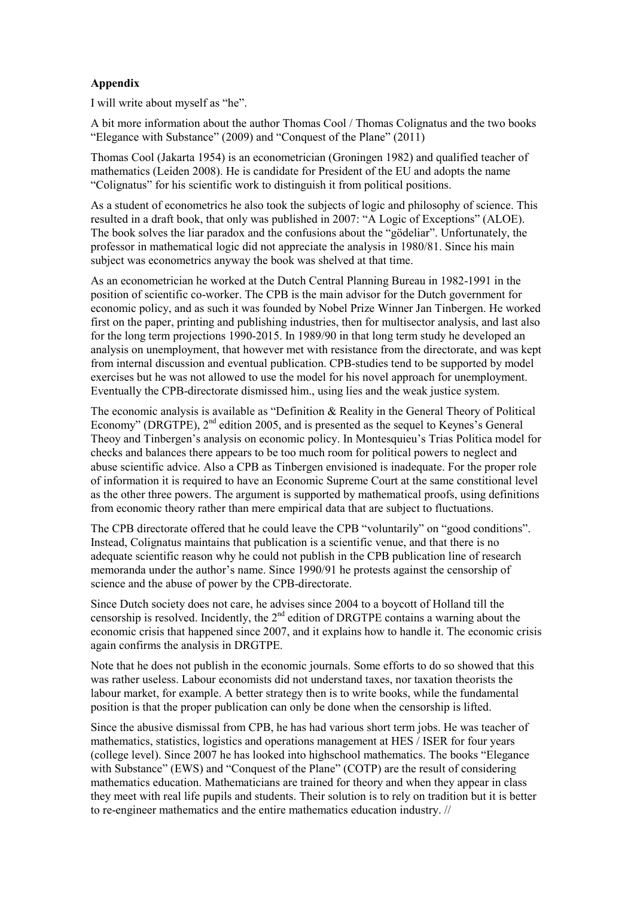**Appendix**

I will write about myself as "he".

A bit more information about the author Thomas Cool / Thomas Colignatus and the two books "Elegance with Substance" (2009) and "Conquest of the Plane" (2011)

Thomas Cool (Jakarta 1954) is an econometrician (Groningen 1982) and qualified teacher of mathematics (Leiden 2008). He is candidate for President of the EU and adopts the name "Colignatus" for his scientific work to distinguish it from political positions.

As a student of econometrics he also took the subjects of logic and philosophy of science. This resulted in a draft book, that only was published in 2007: "A Logic of Exceptions" (ALOE). The book solves the liar paradox and the confusions about the "gödeliar". Unfortunately, the professor in mathematical logic did not appreciate the analysis in 1980/81. Since his main subject was econometrics anyway the book was shelved at that time.

As an econometrician he worked at the Dutch Central Planning Bureau in 1982-1991 in the position of scientific co-worker. The CPB is the main advisor for the Dutch government for economic policy, and as such it was founded by Nobel Prize Winner Jan Tinbergen. He worked first on the paper, printing and publishing industries, then for multisector analysis, and last also for the long term projections 1990-2015. In 1989/90 in that long term study he developed an analysis on unemployment, that however met with resistance from the directorate, and was kept from internal discussion and eventual publication. CPB-studies tend to be supported by model exercises but he was not allowed to use the model for his novel approach for unemployment. Eventually the CPB-directorate dismissed him., using lies and the weak justice system.

The economic analysis is available as "Definition & Reality in the General Theory of Political Economy" (DRGTPE), 2nd edition 2005, and is presented as the sequel to Keynes's General Theoy and Tinbergen's analysis on economic policy. In Montesquieu's Trias Politica model for checks and balances there appears to be too much room for political powers to neglect and abuse scientific advice. Also a CPB as Tinbergen envisioned is inadequate. For the proper role of information it is required to have an Economic Supreme Court at the same constitional level as the other three powers. The argument is supported by mathematical proofs, using definitions from economic theory rather than mere empirical data that are subject to fluctuations.

The CPB directorate offered that he could leave the CPB "voluntarily" on "good conditions". Instead, Colignatus maintains that publication is a scientific venue, and that there is no adequate scientific reason why he could not publish in the CPB publication line of research memoranda under the author's name. Since 1990/91 he protests against the censorship of science and the abuse of power by the CPB-directorate.

Since Dutch society does not care, he advises since 2004 to a boycott of Holland till the censorship is resolved. Incidently, the 2nd edition of DRGTPE contains a warning about the economic crisis that happened since 2007, and it explains how to handle it. The economic crisis again confirms the analysis in DRGTPE.

Note that he does not publish in the economic journals. Some efforts to do so showed that this was rather useless. Labour economists did not understand taxes, nor taxation theorists the labour market, for example. A better strategy then is to write books, while the fundamental position is that the proper publication can only be done when the censorship is lifted.

Since the abusive dismissal from CPB, he has had various short term jobs. He was teacher of mathematics, statistics, logistics and operations management at HES / ISER for four years (college level). Since 2007 he has looked into highschool mathematics. The books "Elegance with Substance" (EWS) and "Conquest of the Plane" (COTP) are the result of considering mathematics education. Mathematicians are trained for theory and when they appear in class they meet with real life pupils and students. Their solution is to rely on tradition but it is better to re-engineer mathematics and the entire mathematics education industry. //